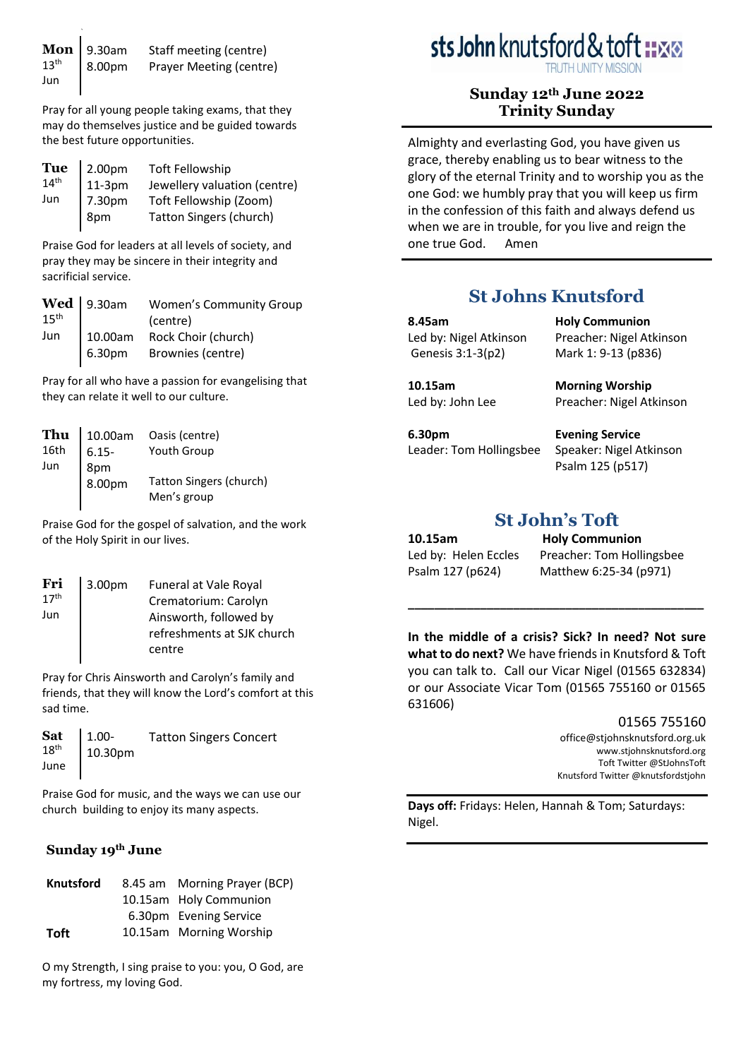# sts John knutsford & toft

TRUTH UNITY MISSION

## Sunday 12th June 2022
## Trinity Sunday

Almighty and everlasting God, you have given us grace, thereby enabling us to bear witness to the glory of the eternal Trinity and to worship you as the one God: we humbly pray that you will keep us firm in the confession of this faith and always defend us when we are in trouble, for you live and reign the one true God. Amen

## St Johns Knutsford

| | |
|---|---|
| **8.45am** | **Holy Communion** |
| Led by: Nigel Atkinson | Preacher: Nigel Atkinson |
| Genesis 3:1-3(p2) | Mark 1: 9-13 (p836) |
| **10.15am** | **Morning Worship** |
| Led by: John Lee | Preacher: Nigel Atkinson |
| **6.30pm** | **Evening Service** |
| Leader: Tom Hollingsbee | Speaker: Nigel Atkinson |
| | Psalm 125 (p517) |

## St John's Toft

| | |
|---|---|
| **10.15am** | **Holy Communion** |
| Led by: Helen Eccles | Preacher: Tom Hollingsbee |
| Psalm 127 (p624) | Matthew 6:25-34 (p971) |

---

**In the middle of a crisis? Sick? In need? Not sure what to do next?** We have friends in Knutsford & Toft you can talk to. Call our Vicar Nigel (01565 632834) or our Associate Vicar Tom (01565 755160 or 01565 631606)

01565 755160
office@stjohnsknutsford.org.uk
www.stjohnsknutsford.org
Toft Twitter @StJohnsToft
Knutsford Twitter @knutsfordstjohn

**Days off:** Fridays: Helen, Hannah & Tom; Saturdays: Nigel.

---

| Day | Time | Event |
|---|---|---|
| **Mon** 13th Jun | 9.30am | Staff meeting (centre) |
| | 8.00pm | Prayer Meeting (centre) |

Pray for all young people taking exams, that they may do themselves justice and be guided towards the best future opportunities.

| Day | Time | Event |
|---|---|---|
| **Tue** 14th Jun | 2.00pm | Toft Fellowship |
| | 11-3pm | Jewellery valuation (centre) |
| | 7.30pm | Toft Fellowship (Zoom) |
| | 8pm | Tatton Singers (church) |

Praise God for leaders at all levels of society, and pray they may be sincere in their integrity and sacrificial service.

| Day | Time | Event |
|---|---|---|
| **Wed** 15th Jun | 9.30am | Women's Community Group (centre) |
| | 10.00am | Rock Choir (church) |
| | 6.30pm | Brownies (centre) |

Pray for all who have a passion for evangelising that they can relate it well to our culture.

| Day | Time | Event |
|---|---|---|
| **Thu** 16th Jun | 10.00am | Oasis (centre) |
| | 6.15-8pm | Youth Group |
| | 8.00pm | Tatton Singers (church) Men's group |

Praise God for the gospel of salvation, and the work of the Holy Spirit in our lives.

| Day | Time | Event |
|---|---|---|
| **Fri** 17th Jun | 3.00pm | Funeral at Vale Royal Crematorium: Carolyn Ainsworth, followed by refreshments at SJK church centre |

Pray for Chris Ainsworth and Carolyn's family and friends, that they will know the Lord's comfort at this sad time.

| Day | Time | Event |
|---|---|---|
| **Sat** 18th June | 1.00-10.30pm | Tatton Singers Concert |

Praise God for music, and the ways we can use our church building to enjoy its many aspects.

### Sunday 19th June

| | | |
|---|---|---|
| **Knutsford** | 8.45 am | Morning Prayer (BCP) |
| | 10.15am | Holy Communion |
| | 6.30pm | Evening Service |
| **Toft** | 10.15am | Morning Worship |

O my Strength, I sing praise to you: you, O God, are my fortress, my loving God.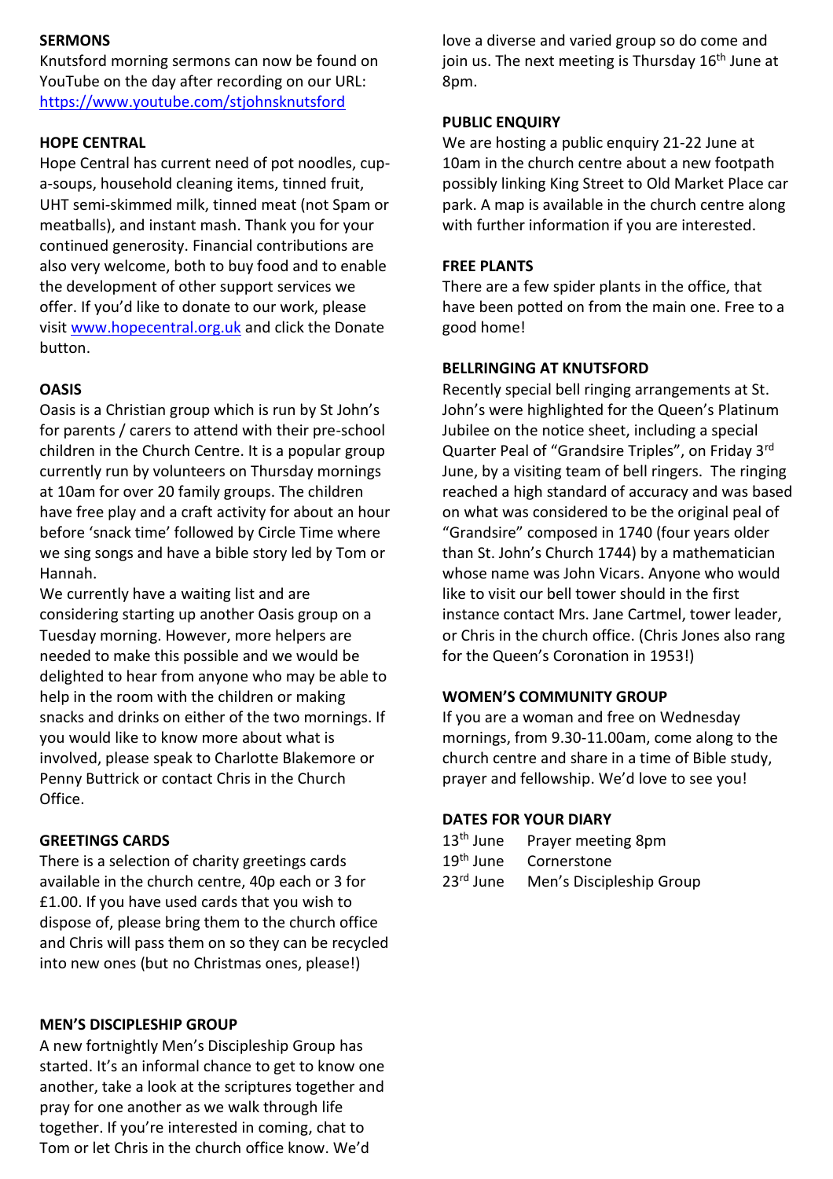## SERMONS

Knutsford morning sermons can now be found on YouTube on the day after recording on our URL: https://www.youtube.com/stjohnsknutsford

## HOPE CENTRAL

Hope Central has current need of pot noodles, cup-a-soups, household cleaning items, tinned fruit, UHT semi-skimmed milk, tinned meat (not Spam or meatballs), and instant mash. Thank you for your continued generosity. Financial contributions are also very welcome, both to buy food and to enable the development of other support services we offer. If you'd like to donate to our work, please visit www.hopecentral.org.uk and click the Donate button.

## OASIS

Oasis is a Christian group which is run by St John's for parents / carers to attend with their pre-school children in the Church Centre. It is a popular group currently run by volunteers on Thursday mornings at 10am for over 20 family groups. The children have free play and a craft activity for about an hour before 'snack time' followed by Circle Time where we sing songs and have a bible story led by Tom or Hannah.

We currently have a waiting list and are considering starting up another Oasis group on a Tuesday morning. However, more helpers are needed to make this possible and we would be delighted to hear from anyone who may be able to help in the room with the children or making snacks and drinks on either of the two mornings. If you would like to know more about what is involved, please speak to Charlotte Blakemore or Penny Buttrick or contact Chris in the Church Office.

## GREETINGS CARDS

There is a selection of charity greetings cards available in the church centre, 40p each or 3 for £1.00. If you have used cards that you wish to dispose of, please bring them to the church office and Chris will pass them on so they can be recycled into new ones (but no Christmas ones, please!)

## MEN'S DISCIPLESHIP GROUP

A new fortnightly Men's Discipleship Group has started. It's an informal chance to get to know one another, take a look at the scriptures together and pray for one another as we walk through life together. If you're interested in coming, chat to Tom or let Chris in the church office know. We'd love a diverse and varied group so do come and join us. The next meeting is Thursday 16th June at 8pm.

## PUBLIC ENQUIRY

We are hosting a public enquiry 21-22 June at 10am in the church centre about a new footpath possibly linking King Street to Old Market Place car park. A map is available in the church centre along with further information if you are interested.

## FREE PLANTS

There are a few spider plants in the office, that have been potted on from the main one. Free to a good home!

## BELLRINGING AT KNUTSFORD

Recently special bell ringing arrangements at St. John's were highlighted for the Queen's Platinum Jubilee on the notice sheet, including a special Quarter Peal of "Grandsire Triples", on Friday 3rd June, by a visiting team of bell ringers. The ringing reached a high standard of accuracy and was based on what was considered to be the original peal of "Grandsire" composed in 1740 (four years older than St. John's Church 1744) by a mathematician whose name was John Vicars. Anyone who would like to visit our bell tower should in the first instance contact Mrs. Jane Cartmel, tower leader, or Chris in the church office. (Chris Jones also rang for the Queen's Coronation in 1953!)

## WOMEN'S COMMUNITY GROUP

If you are a woman and free on Wednesday mornings, from 9.30-11.00am, come along to the church centre and share in a time of Bible study, prayer and fellowship. We'd love to see you!

## DATES FOR YOUR DIARY

| | |
|---|---|
| 13th June | Prayer meeting 8pm |
| 19th June | Cornerstone |
| 23rd June | Men's Discipleship Group |